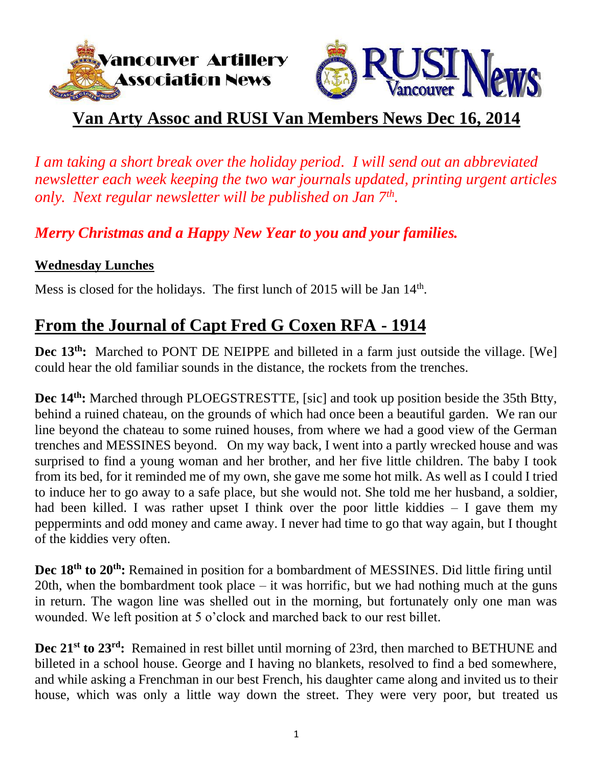Vancouver Artillery Association News

RUSI Vancouver News

# Van Arty Assoc and RUSI Van Members News Dec 16, 2014

*I am taking a short break over the holiday period. I will send out an abbreviated newsletter each week keeping the two war journals updated, printing urgent articles only. Next regular newsletter will be published on Jan 7th.*

***Merry Christmas and a Happy New Year to you and your families.***

**Wednesday Lunches**

Mess is closed for the holidays. The first lunch of 2015 will be Jan 14th.

## From the Journal of Capt Fred G Coxen RFA - 1914

**Dec 13th:** Marched to PONT DE NEIPPE and billeted in a farm just outside the village. [We] could hear the old familiar sounds in the distance, the rockets from the trenches.

**Dec 14th:** Marched through PLOEGSTRESTTE, [sic] and took up position beside the 35th Btty, behind a ruined chateau, on the grounds of which had once been a beautiful garden. We ran our line beyond the chateau to some ruined houses, from where we had a good view of the German trenches and MESSINES beyond. On my way back, I went into a partly wrecked house and was surprised to find a young woman and her brother, and her five little children. The baby I took from its bed, for it reminded me of my own, she gave me some hot milk. As well as I could I tried to induce her to go away to a safe place, but she would not. She told me her husband, a soldier, had been killed. I was rather upset I think over the poor little kiddies – I gave them my peppermints and odd money and came away. I never had time to go that way again, but I thought of the kiddies very often.

**Dec 18th to 20th:** Remained in position for a bombardment of MESSINES. Did little firing until 20th, when the bombardment took place – it was horrific, but we had nothing much at the guns in return. The wagon line was shelled out in the morning, but fortunately only one man was wounded. We left position at 5 o'clock and marched back to our rest billet.

**Dec 21st to 23rd:** Remained in rest billet until morning of 23rd, then marched to BETHUNE and billeted in a school house. George and I having no blankets, resolved to find a bed somewhere, and while asking a Frenchman in our best French, his daughter came along and invited us to their house, which was only a little way down the street. They were very poor, but treated us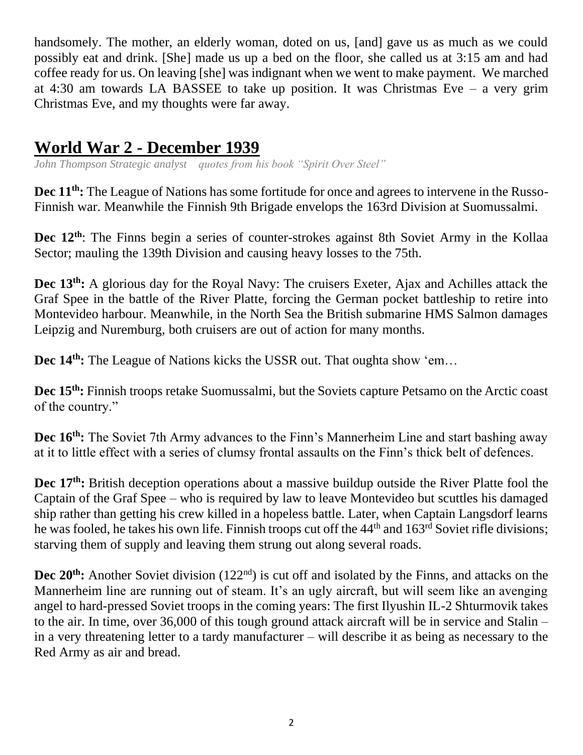handsomely. The mother, an elderly woman, doted on us, [and] gave us as much as we could possibly eat and drink. [She] made us up a bed on the floor, she called us at 3:15 am and had coffee ready for us. On leaving [she] was indignant when we went to make payment. We marched at 4:30 am towards LA BASSEE to take up position. It was Christmas Eve – a very grim Christmas Eve, and my thoughts were far away.

## World War 2 - December 1939

*John Thompson Strategic analyst quotes from his book "Spirit Over Steel"*

**Dec 11th:** The League of Nations has some fortitude for once and agrees to intervene in the Russo-Finnish war. Meanwhile the Finnish 9th Brigade envelops the 163rd Division at Suomussalmi.

**Dec 12th**: The Finns begin a series of counter-strokes against 8th Soviet Army in the Kollaa Sector; mauling the 139th Division and causing heavy losses to the 75th.

**Dec 13th:** A glorious day for the Royal Navy: The cruisers Exeter, Ajax and Achilles attack the Graf Spee in the battle of the River Platte, forcing the German pocket battleship to retire into Montevideo harbour. Meanwhile, in the North Sea the British submarine HMS Salmon damages Leipzig and Nuremburg, both cruisers are out of action for many months.

**Dec 14th:** The League of Nations kicks the USSR out. That oughta show 'em…

**Dec 15th:** Finnish troops retake Suomussalmi, but the Soviets capture Petsamo on the Arctic coast of the country."

**Dec 16th:** The Soviet 7th Army advances to the Finn's Mannerheim Line and start bashing away at it to little effect with a series of clumsy frontal assaults on the Finn's thick belt of defences.

**Dec 17th:** British deception operations about a massive buildup outside the River Platte fool the Captain of the Graf Spee – who is required by law to leave Montevideo but scuttles his damaged ship rather than getting his crew killed in a hopeless battle. Later, when Captain Langsdorf learns he was fooled, he takes his own life. Finnish troops cut off the 44th and 163rd Soviet rifle divisions; starving them of supply and leaving them strung out along several roads.

**Dec 20th:** Another Soviet division (122nd) is cut off and isolated by the Finns, and attacks on the Mannerheim line are running out of steam. It's an ugly aircraft, but will seem like an avenging angel to hard-pressed Soviet troops in the coming years: The first Ilyushin IL-2 Shturmovik takes to the air. In time, over 36,000 of this tough ground attack aircraft will be in service and Stalin – in a very threatening letter to a tardy manufacturer – will describe it as being as necessary to the Red Army as air and bread.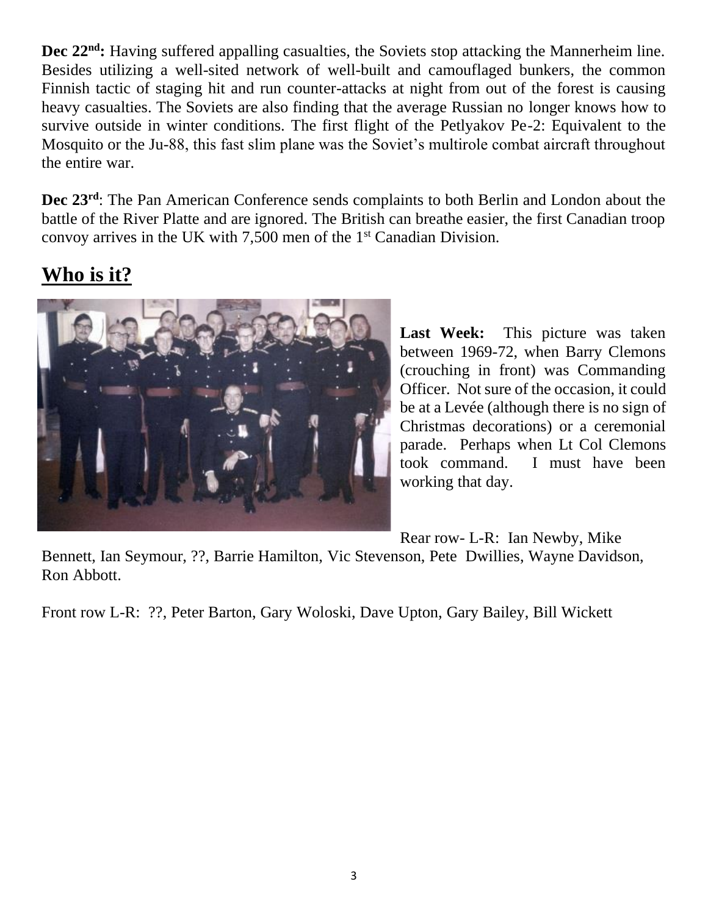**Dec 22nd:** Having suffered appalling casualties, the Soviets stop attacking the Mannerheim line. Besides utilizing a well-sited network of well-built and camouflaged bunkers, the common Finnish tactic of staging hit and run counter-attacks at night from out of the forest is causing heavy casualties. The Soviets are also finding that the average Russian no longer knows how to survive outside in winter conditions. The first flight of the Petlyakov Pe-2: Equivalent to the Mosquito or the Ju-88, this fast slim plane was the Soviet's multirole combat aircraft throughout the entire war.

**Dec 23rd**: The Pan American Conference sends complaints to both Berlin and London about the battle of the River Platte and are ignored. The British can breathe easier, the first Canadian troop convoy arrives in the UK with 7,500 men of the 1st Canadian Division.

## Who is it?

**Last Week:** This picture was taken between 1969-72, when Barry Clemons (crouching in front) was Commanding Officer. Not sure of the occasion, it could be at a Levée (although there is no sign of Christmas decorations) or a ceremonial parade. Perhaps when Lt Col Clemons took command. I must have been working that day.

Rear row- L-R: Ian Newby, Mike Bennett, Ian Seymour, ??, Barrie Hamilton, Vic Stevenson, Pete Dwillies, Wayne Davidson, Ron Abbott.

Front row L-R: ??, Peter Barton, Gary Woloski, Dave Upton, Gary Bailey, Bill Wickett